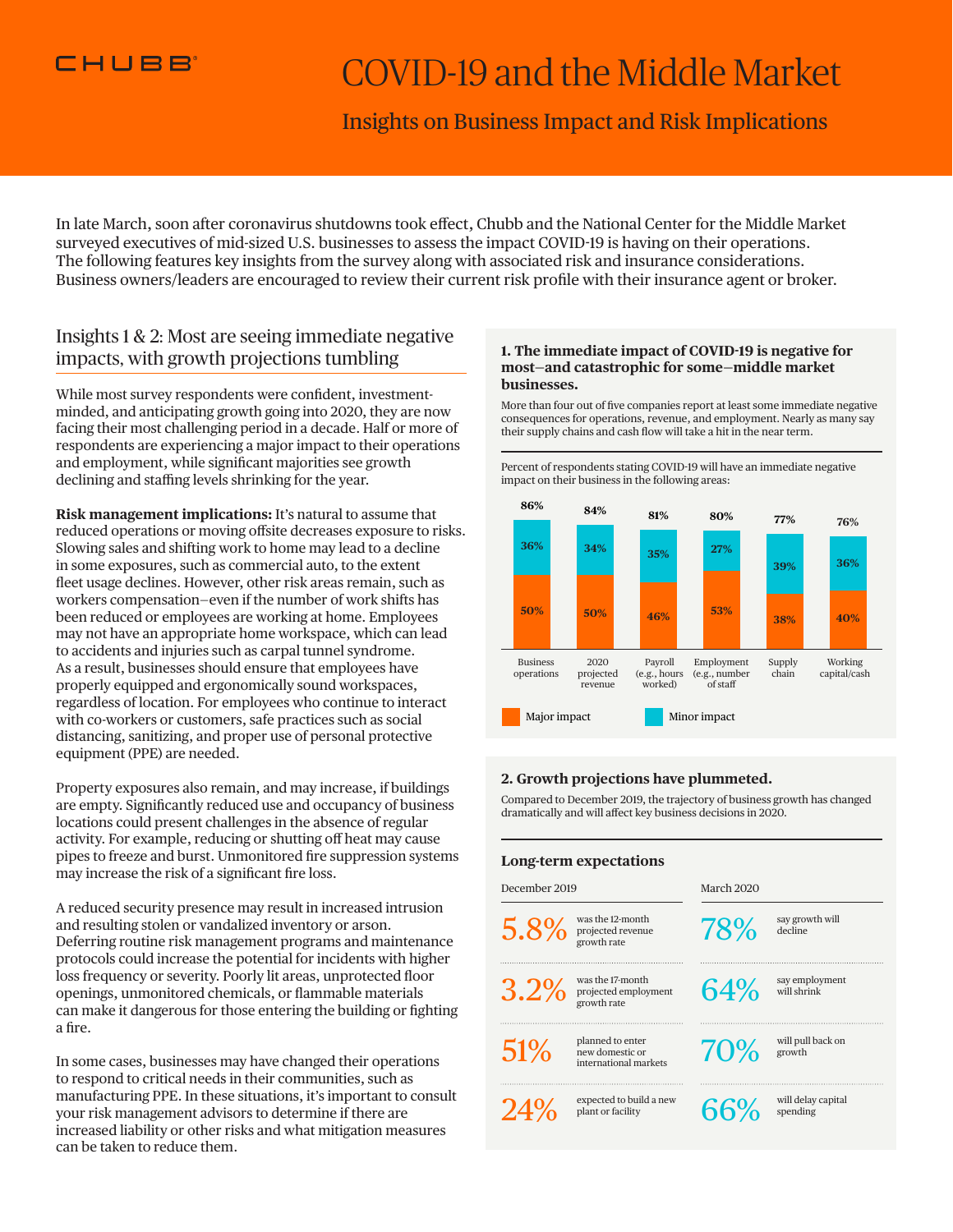CHUBB

# COVID-19 and the Middle Market

## Insights on Business Impact and Risk Implications

In late March, soon after coronavirus shutdowns took effect, Chubb and the National Center for the Middle Market surveyed executives of mid-sized U.S. businesses to assess the impact COVID-19 is having on their operations. The following features key insights from the survey along with associated risk and insurance considerations. Business owners/leaders are encouraged to review their current risk profile with their insurance agent or broker.

## Insights 1 & 2: Most are seeing immediate negative impacts, with growth projections tumbling

While most survey respondents were confident, investment-minded, and anticipating growth going into 2020, they are now facing their most challenging period in a decade. Half or more of respondents are experiencing a major impact to their operations and employment, while significant majorities see growth declining and staffing levels shrinking for the year.

**Risk management implications:** It's natural to assume that reduced operations or moving offsite decreases exposure to risks. Slowing sales and shifting work to home may lead to a decline in some exposures, such as commercial auto, to the extent fleet usage declines. However, other risk areas remain, such as workers compensation—even if the number of work shifts has been reduced or employees are working at home. Employees may not have an appropriate home workspace, which can lead to accidents and injuries such as carpal tunnel syndrome. As a result, businesses should ensure that employees have properly equipped and ergonomically sound workspaces, regardless of location. For employees who continue to interact with co-workers or customers, safe practices such as social distancing, sanitizing, and proper use of personal protective equipment (PPE) are needed.

Property exposures also remain, and may increase, if buildings are empty. Significantly reduced use and occupancy of business locations could present challenges in the absence of regular activity. For example, reducing or shutting off heat may cause pipes to freeze and burst. Unmonitored fire suppression systems may increase the risk of a significant fire loss.

A reduced security presence may result in increased intrusion and resulting stolen or vandalized inventory or arson. Deferring routine risk management programs and maintenance protocols could increase the potential for incidents with higher loss frequency or severity. Poorly lit areas, unprotected floor openings, unmonitored chemicals, or flammable materials can make it dangerous for those entering the building or fighting a fire.

In some cases, businesses may have changed their operations to respond to critical needs in their communities, such as manufacturing PPE. In these situations, it's important to consult your risk management advisors to determine if there are increased liability or other risks and what mitigation measures can be taken to reduce them.

### 1. The immediate impact of COVID-19 is negative for most—and catastrophic for some—middle market businesses.

More than four out of five companies report at least some immediate negative consequences for operations, revenue, and employment. Nearly as many say their supply chains and cash flow will take a hit in the near term.

Percent of respondents stating COVID-19 will have an immediate negative impact on their business in the following areas:

| Area | Major impact | Minor impact | Total |
|---|---|---|---|
| Business operations | 50% | 36% | 86% |
| 2020 projected revenue | 50% | 34% | 84% |
| Payroll (e.g., hours worked) | 46% | 35% | 81% |
| Employment (e.g., number of staff | 53% | 27% | 80% |
| Supply chain | 38% | 39% | 77% |
| Working capital/cash | 40% | 36% | 76% |

### 2. Growth projections have plummeted.

Compared to December 2019, the trajectory of business growth has changed dramatically and will affect key business decisions in 2020.

**Long-term expectations**

| December 2019 | | March 2020 | |
|---|---|---|---|
| 5.8% | was the 12-month projected revenue growth rate | 78% | say growth will decline |
| 3.2% | was the 17-month projected employment growth rate | 64% | say employment will shrink |
| 51% | planned to enter new domestic or international markets | 70% | will pull back on growth |
| 24% | expected to build a new plant or facility | 66% | will delay capital spending |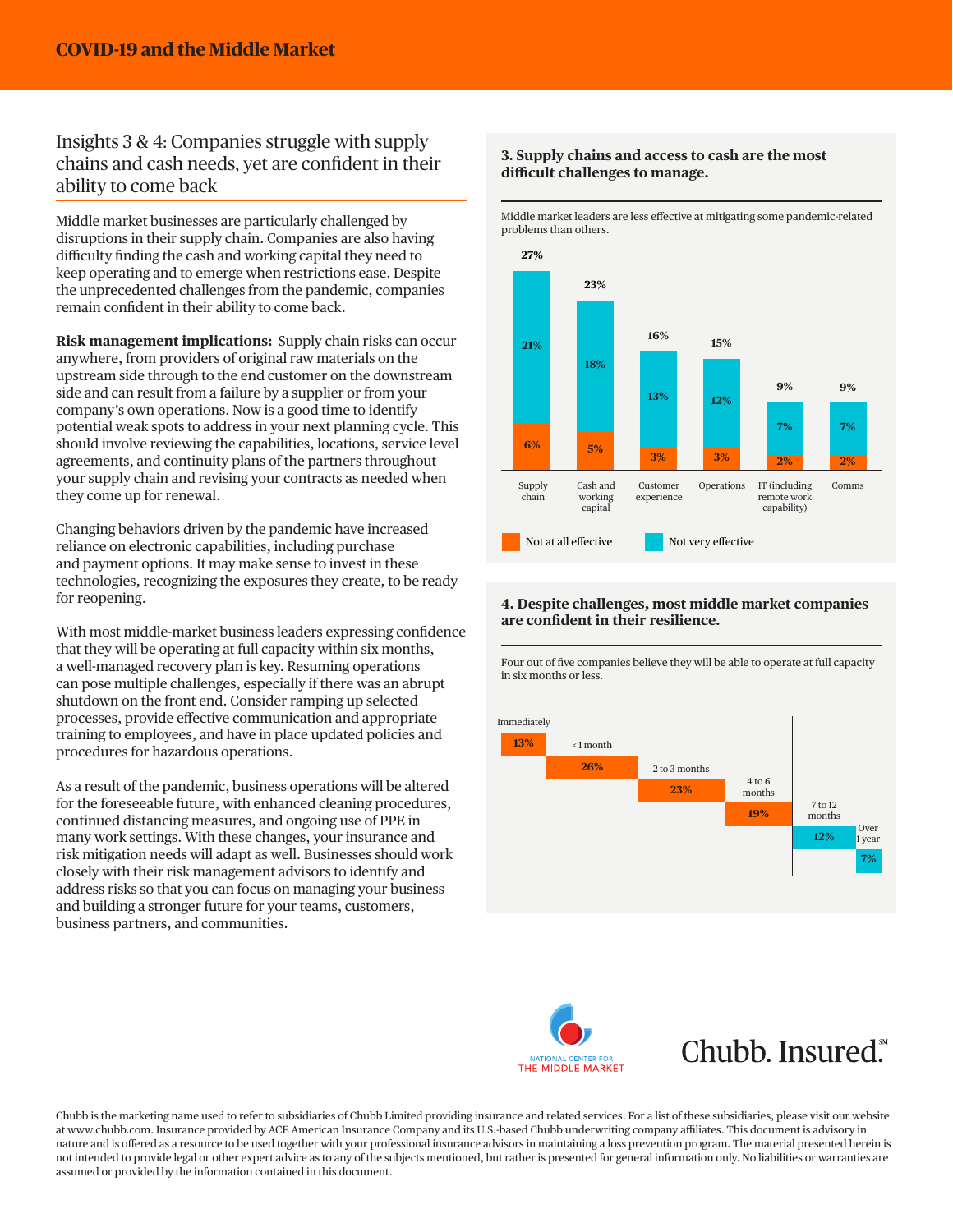## Insights 3 & 4: Companies struggle with supply chains and cash needs, yet are confident in their ability to come back

Middle market businesses are particularly challenged by disruptions in their supply chain. Companies are also having difficulty finding the cash and working capital they need to keep operating and to emerge when restrictions ease. Despite the unprecedented challenges from the pandemic, companies remain confident in their ability to come back.

**Risk management implications:** Supply chain risks can occur anywhere, from providers of original raw materials on the upstream side through to the end customer on the downstream side and can result from a failure by a supplier or from your company's own operations. Now is a good time to identify potential weak spots to address in your next planning cycle. This should involve reviewing the capabilities, locations, service level agreements, and continuity plans of the partners throughout your supply chain and revising your contracts as needed when they come up for renewal.

Changing behaviors driven by the pandemic have increased reliance on electronic capabilities, including purchase and payment options. It may make sense to invest in these technologies, recognizing the exposures they create, to be ready for reopening.

With most middle-market business leaders expressing confidence that they will be operating at full capacity within six months, a well-managed recovery plan is key. Resuming operations can pose multiple challenges, especially if there was an abrupt shutdown on the front end. Consider ramping up selected processes, provide effective communication and appropriate training to employees, and have in place updated policies and procedures for hazardous operations.

As a result of the pandemic, business operations will be altered for the foreseeable future, with enhanced cleaning procedures, continued distancing measures, and ongoing use of PPE in many work settings. With these changes, your insurance and risk mitigation needs will adapt as well. Businesses should work closely with their risk management advisors to identify and address risks so that you can focus on managing your business and building a stronger future for your teams, customers, business partners, and communities.

### 3. Supply chains and access to cash are the most difficult challenges to manage.

Middle market leaders are less effective at mitigating some pandemic-related problems than others.

Supply chain: 27% (21%, 6%)
Cash and working capital: 23% (18%, 5%)
Customer experience: 16% (13%, 3%)
Operations: 15% (12%, 3%)
IT (including remote work capability): 9% (7%, 2%)
Comms: 9% (7%, 2%)

Not at all effective
Not very effective

### 4. Despite challenges, most middle market companies are confident in their resilience.

Four out of five companies believe they will be able to operate at full capacity in six months or less.

Immediately 13%
<1 month 26%
2 to 3 months 23%
4 to 6 months 19%
7 to 12 months 12%
Over 1 year 7%

NATIONAL CENTER FOR THE MIDDLE MARKET

Chubb. Insured.[SM]

Chubb is the marketing name used to refer to subsidiaries of Chubb Limited providing insurance and related services. For a list of these subsidiaries, please visit our website at www.chubb.com. Insurance provided by ACE American Insurance Company and its U.S.-based Chubb underwriting company affiliates. This document is advisory in nature and is offered as a resource to be used together with your professional insurance advisors in maintaining a loss prevention program. The material presented herein is not intended to provide legal or other expert advice as to any of the subjects mentioned, but rather is presented for general information only. No liabilities or warranties are assumed or provided by the information contained in this document.